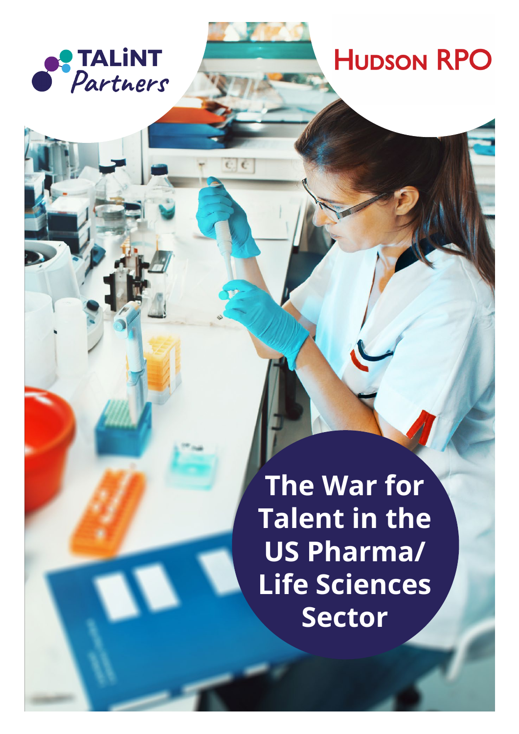TALiNT Partners

Hudson RPO

# The War for Talent in the US Pharma/ Life Sciences Sector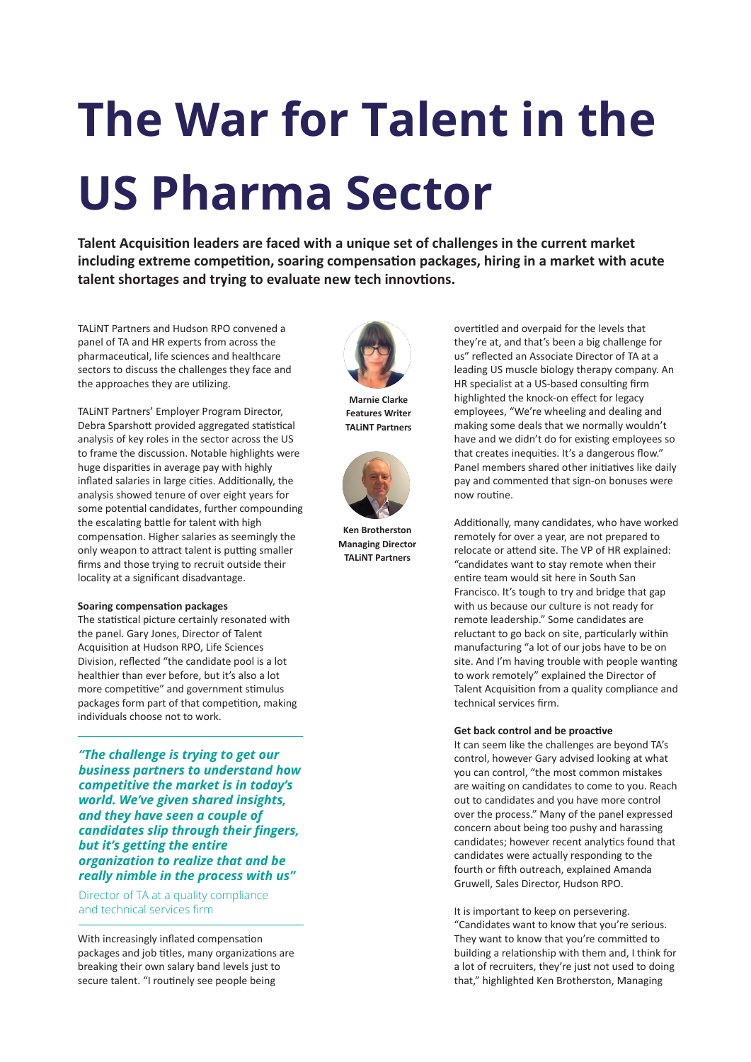# The War for Talent in the US Pharma Sector

**Talent Acquisition leaders are faced with a unique set of challenges in the current market including extreme competition, soaring compensation packages, hiring in a market with acute talent shortages and trying to evaluate new tech innovtions.**

**Marnie Clarke**
**Features Writer**
**TALiNT Partners**

**Ken Brotherston**
**Managing Director**
**TALiNT Partners**

TALiNT Partners and Hudson RPO convened a panel of TA and HR experts from across the pharmaceutical, life sciences and healthcare sectors to discuss the challenges they face and the approaches they are utilizing.

TALiNT Partners' Employer Program Director, Debra Sparshott provided aggregated statistical analysis of key roles in the sector across the US to frame the discussion. Notable highlights were huge disparities in average pay with highly inflated salaries in large cities. Additionally, the analysis showed tenure of over eight years for some potential candidates, further compounding the escalating battle for talent with high compensation. Higher salaries as seemingly the only weapon to attract talent is putting smaller firms and those trying to recruit outside their locality at a significant disadvantage.

**Soaring compensation packages**

The statistical picture certainly resonated with the panel. Gary Jones, Director of Talent Acquisition at Hudson RPO, Life Sciences Division, reflected "the candidate pool is a lot healthier than ever before, but it's also a lot more competitive" and government stimulus packages form part of that competition, making individuals choose not to work.

> ***"The challenge is trying to get our business partners to understand how competitive the market is in today's world. We've given shared insights, and they have seen a couple of candidates slip through their fingers, but it's getting the entire organization to realize that and be really nimble in the process with us"***
>
> Director of TA at a quality compliance and technical services firm

With increasingly inflated compensation packages and job titles, many organizations are breaking their own salary band levels just to secure talent. "I routinely see people being overtitled and overpaid for the levels that they're at, and that's been a big challenge for us" reflected an Associate Director of TA at a leading US muscle biology therapy company. An HR specialist at a US-based consulting firm highlighted the knock-on effect for legacy employees, "We're wheeling and dealing and making some deals that we normally wouldn't have and we didn't do for existing employees so that creates inequities. It's a dangerous flow." Panel members shared other initiatives like daily pay and commented that sign-on bonuses were now routine.

Additionally, many candidates, who have worked remotely for over a year, are not prepared to relocate or attend site. The VP of HR explained: "candidates want to stay remote when their entire team would sit here in South San Francisco. It's tough to try and bridge that gap with us because our culture is not ready for remote leadership." Some candidates are reluctant to go back on site, particularly within manufacturing "a lot of our jobs have to be on site. And I'm having trouble with people wanting to work remotely" explained the Director of Talent Acquisition from a quality compliance and technical services firm.

**Get back control and be proactive**

It can seem like the challenges are beyond TA's control, however Gary advised looking at what you can control, "the most common mistakes are waiting on candidates to come to you. Reach out to candidates and you have more control over the process." Many of the panel expressed concern about being too pushy and harassing candidates; however recent analytics found that candidates were actually responding to the fourth or fifth outreach, explained Amanda Gruwell, Sales Director, Hudson RPO.

It is important to keep on persevering. "Candidates want to know that you're serious. They want to know that you're committed to building a relationship with them and, I think for a lot of recruiters, they're just not used to doing that," highlighted Ken Brotherston, Managing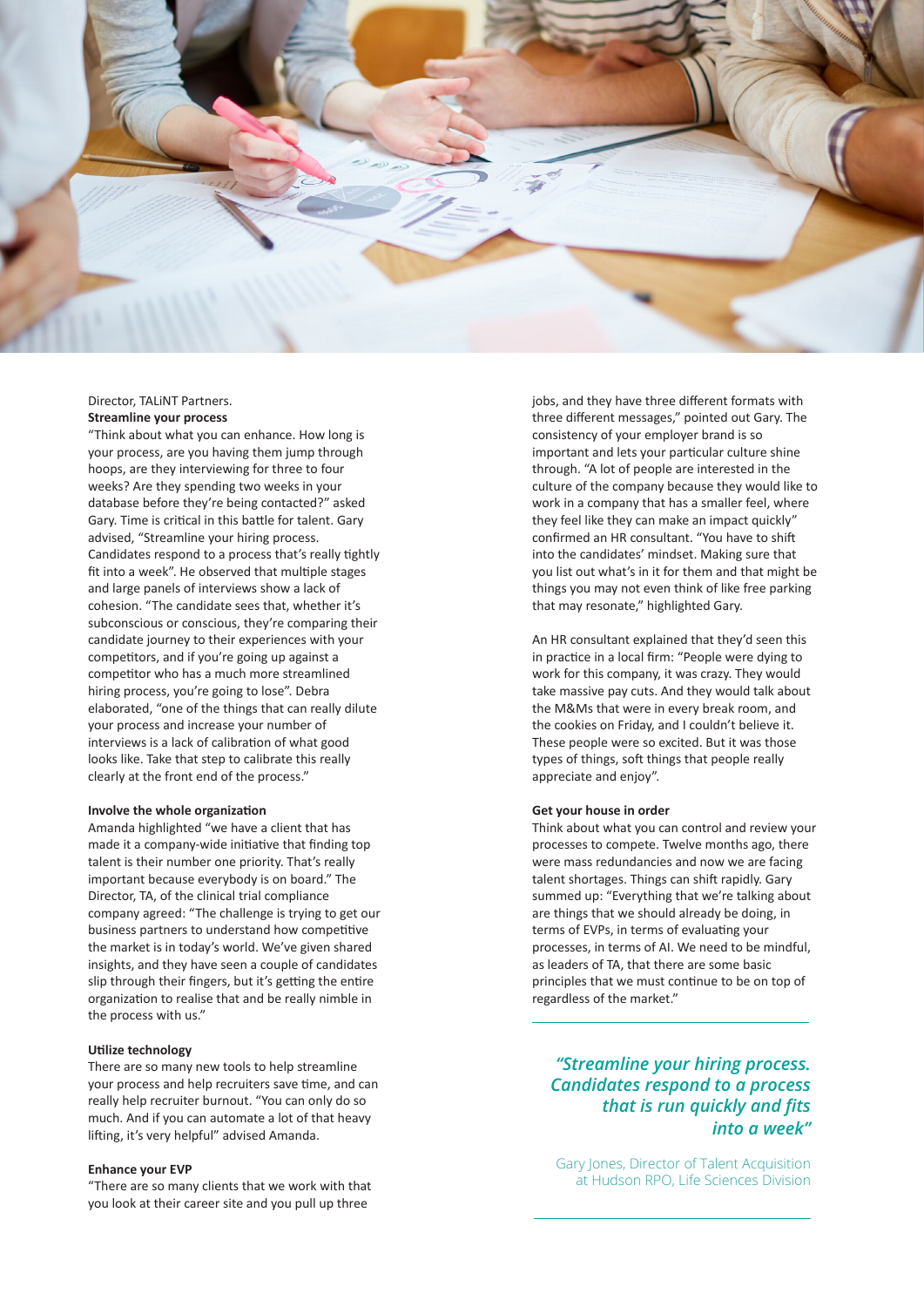Director, TALiNT Partners.

**Streamline your process**

"Think about what you can enhance. How long is your process, are you having them jump through hoops, are they interviewing for three to four weeks? Are they spending two weeks in your database before they're being contacted?" asked Gary. Time is critical in this battle for talent. Gary advised, "Streamline your hiring process. Candidates respond to a process that's really tightly fit into a week". He observed that multiple stages and large panels of interviews show a lack of cohesion. "The candidate sees that, whether it's subconscious or conscious, they're comparing their candidate journey to their experiences with your competitors, and if you're going up against a competitor who has a much more streamlined hiring process, you're going to lose". Debra elaborated, "one of the things that can really dilute your process and increase your number of interviews is a lack of calibration of what good looks like. Take that step to calibrate this really clearly at the front end of the process."

**Involve the whole organization**

Amanda highlighted "we have a client that has made it a company-wide initiative that finding top talent is their number one priority. That's really important because everybody is on board." The Director, TA, of the clinical trial compliance company agreed: "The challenge is trying to get our business partners to understand how competitive the market is in today's world. We've given shared insights, and they have seen a couple of candidates slip through their fingers, but it's getting the entire organization to realise that and be really nimble in the process with us."

**Utilize technology**

There are so many new tools to help streamline your process and help recruiters save time, and can really help recruiter burnout. "You can only do so much. And if you can automate a lot of that heavy lifting, it's very helpful" advised Amanda.

**Enhance your EVP**

"There are so many clients that we work with that you look at their career site and you pull up three jobs, and they have three different formats with three different messages," pointed out Gary. The consistency of your employer brand is so important and lets your particular culture shine through. "A lot of people are interested in the culture of the company because they would like to work in a company that has a smaller feel, where they feel like they can make an impact quickly" confirmed an HR consultant. "You have to shift into the candidates' mindset. Making sure that you list out what's in it for them and that might be things you may not even think of like free parking that may resonate," highlighted Gary.

An HR consultant explained that they'd seen this in practice in a local firm: "People were dying to work for this company, it was crazy. They would take massive pay cuts. And they would talk about the M&Ms that were in every break room, and the cookies on Friday, and I couldn't believe it. These people were so excited. But it was those types of things, soft things that people really appreciate and enjoy".

**Get your house in order**

Think about what you can control and review your processes to compete. Twelve months ago, there were mass redundancies and now we are facing talent shortages. Things can shift rapidly. Gary summed up: "Everything that we're talking about are things that we should already be doing, in terms of EVPs, in terms of evaluating your processes, in terms of AI. We need to be mindful, as leaders of TA, that there are some basic principles that we must continue to be on top of regardless of the market."

> ***"Streamline your hiring process. Candidates respond to a process that is run quickly and fits into a week"***
>
> Gary Jones, Director of Talent Acquisition at Hudson RPO, Life Sciences Division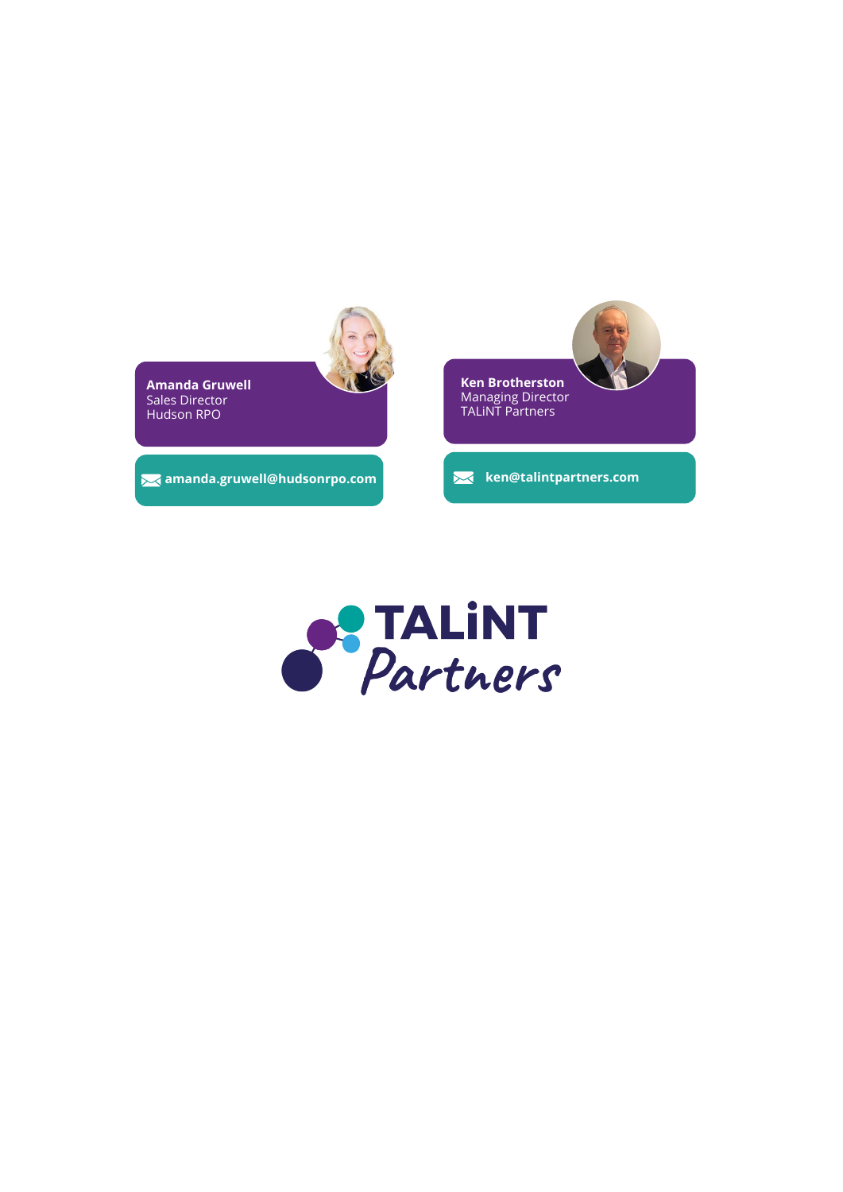**Amanda Gruwell**
Sales Director
Hudson RPO

amanda.gruwell@hudsonrpo.com

**Ken Brotherston**
Managing Director
TALiNT Partners

ken@talintpartners.com

TALiNT Partners